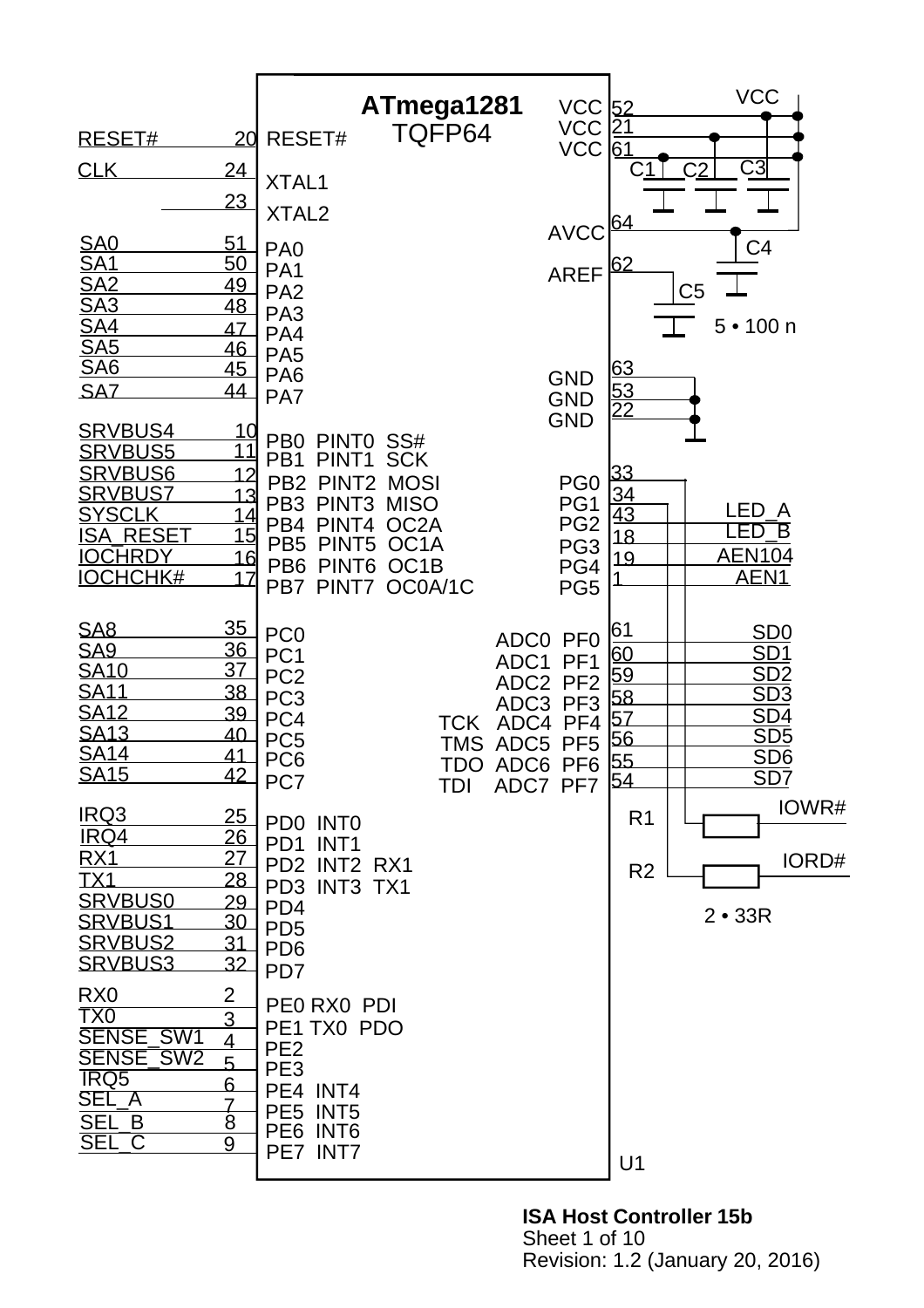# ATmega1281 TQFP64

| Signal | Pin | Function |
|---|---|---|
| RESET# | 20 | RESET# |
| CLK | 24 | XTAL1 |
| | 23 | XTAL2 |
| SA0 | 51 | PA0 |
| SA1 | 50 | PA1 |
| SA2 | 49 | PA2 |
| SA3 | 48 | PA3 |
| SA4 | 47 | PA4 |
| SA5 | 46 | PA5 |
| SA6 | 45 | PA6 |
| SA7 | 44 | PA7 |
| SRVBUS4 | 10 | PB0 PINT0 SS# |
| SRVBUS5 | 11 | PB1 PINT1 SCK |
| SRVBUS6 | 12 | PB2 PINT2 MOSI |
| SRVBUS7 | 13 | PB3 PINT3 MISO |
| SYSCLK | 14 | PB4 PINT4 OC2A |
| ISA_RESET | 15 | PB5 PINT5 OC1A |
| IOCHRDY | 16 | PB6 PINT6 OC1B |
| IOCHCHK# | 17 | PB7 PINT7 OC0A/1C |
| SA8 | 35 | PC0 |
| SA9 | 36 | PC1 |
| SA10 | 37 | PC2 |
| SA11 | 38 | PC3 |
| SA12 | 39 | PC4 |
| SA13 | 40 | PC5 |
| SA14 | 41 | PC6 |
| SA15 | 42 | PC7 |
| IRQ3 | 25 | PD0 INT0 |
| IRQ4 | 26 | PD1 INT1 |
| RX1 | 27 | PD2 INT2 RX1 |
| TX1 | 28 | PD3 INT3 TX1 |
| SRVBUS0 | 29 | PD4 |
| SRVBUS1 | 30 | PD5 |
| SRVBUS2 | 31 | PD6 |
| SRVBUS3 | 32 | PD7 |
| RX0 | 2 | PE0 RX0 PDI |
| TX0 | 3 | PE1 TX0 PDO |
| SENSE_SW1 | 4 | PE2 |
| SENSE_SW2 | 5 | PE3 |
| IRQ5 | 6 | PE4 INT4 |
| SEL_A | 7 | PE5 INT5 |
| SEL_B | 8 | PE6 INT6 |
| SEL_C | 9 | PE7 INT7 |

| Function | Pin | Signal |
|---|---|---|
| VCC | 52 | VCC |
| VCC | 21 | VCC |
| VCC | 61 | VCC |
| AVCC | 64 | VCC |
| AREF | 62 | C5 |
| GND | 63 | GND |
| GND | 53 | GND |
| GND | 22 | GND |
| PG0 | 33 | IOWR# (via R1) |
| PG1 | 34 | IORD# (via R2) |
| PG2 | 43 | LED_A |
| PG3 | 18 | LED_B |
| PG4 | 19 | AEN104 |
| PG5 | 1 | AEN1 |
| ADC0 PF0 | 61 | SD0 |
| ADC1 PF1 | 60 | SD1 |
| ADC2 PF2 | 59 | SD2 |
| ADC3 PF3 | 58 | SD3 |
| TCK ADC4 PF4 | 57 | SD4 |
| TMS ADC5 PF5 | 56 | SD5 |
| TDO ADC6 PF6 | 55 | SD6 |
| TDI ADC7 PF7 | 54 | SD7 |

C1, C2, C3, C4, C5: 5 • 100 n

R1, R2: 2 • 33R

U1

**ISA Host Controller 15b**
Sheet 1 of 10
Revision: 1.2 (January 20, 2016)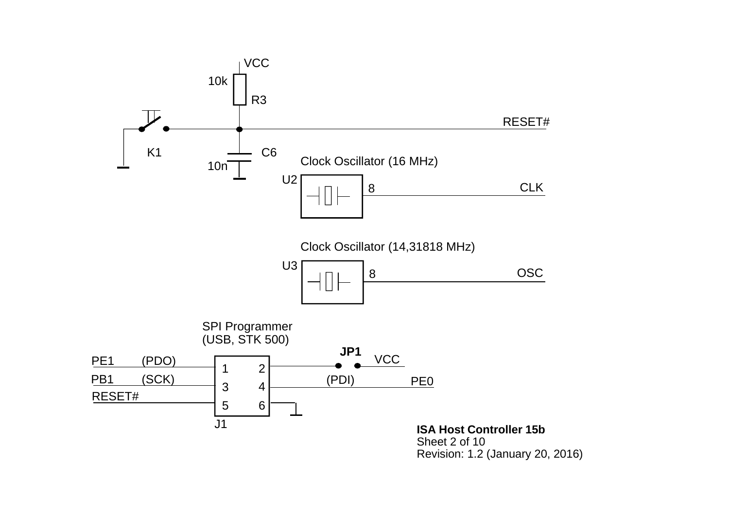VCC

10k R3

RESET#

K1

C6

10n

Clock Oscillator (16 MHz)

U2

8

CLK

Clock Oscillator (14,31818 MHz)

U3

8

OSC

SPI Programmer
(USB, STK 500)

**JP1**

VCC

PE1 (PDO)

PB1 (SCK)

RESET#

1 2

3 4

5 6

J1

(PDI)

PE0

**ISA Host Controller 15b**
Sheet 2 of 10
Revision: 1.2 (January 20, 2016)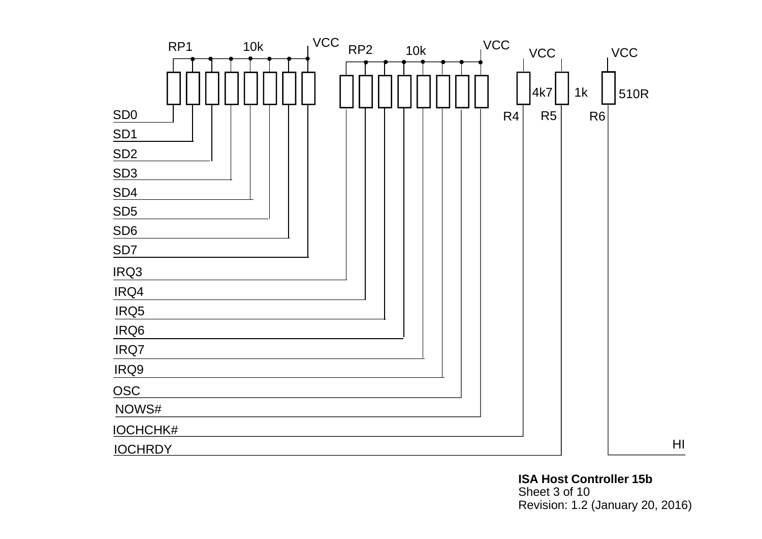RP1 10k VCC

RP2 10k VCC

VCC VCC

R4 4k7

R5 1k

R6 510R

SD0

SD1

SD2

SD3

SD4

SD5

SD6

SD7

IRQ3

IRQ4

IRQ5

IRQ6

IRQ7

IRQ9

OSC

NOWS#

IOCHCHK#

IOCHRDY

HI

**ISA Host Controller 15b**
Sheet 3 of 10
Revision: 1.2 (January 20, 2016)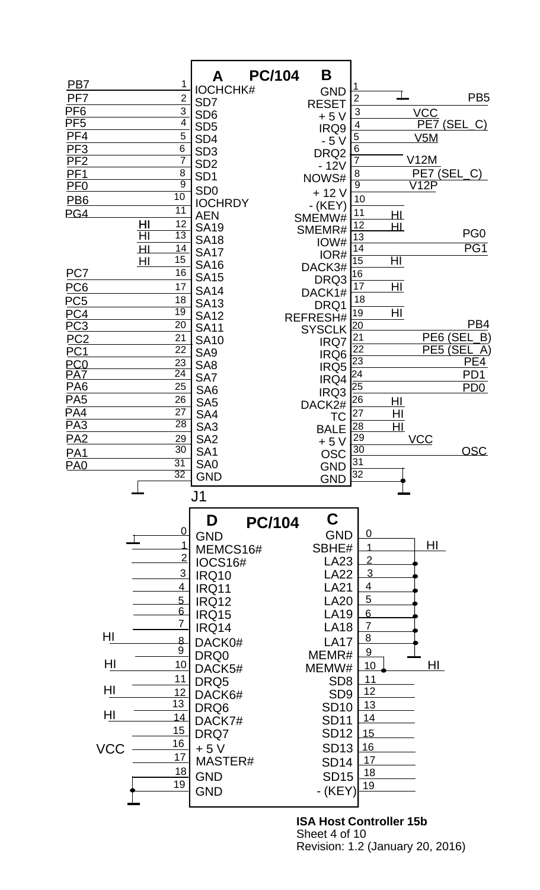# PC/104

## J1

| Signal | A pin | A | B | B pin | Signal |
|---|---|---|---|---|---|
| PB7 | 1 | IOCHCHK# | GND | 1 | |
| PF7 | 2 | SD7 | RESET | 2 | PB5 |
| PF6 | 3 | SD6 | + 5 V | 3 | VCC |
| PF5 | 4 | SD5 | IRQ9 | 4 | PE7 (SEL_C) |
| PF4 | 5 | SD4 | - 5 V | 5 | V5M |
| PF3 | 6 | SD3 | DRQ2 | 6 | |
| PF2 | 7 | SD2 | - 12V | 7 | V12M |
| PF1 | 8 | SD1 | NOWS# | 8 | PE7 (SEL_C) |
| PF0 | 9 | SD0 | + 12 V | 9 | V12P |
| PB6 | 10 | IOCHRDY | - (KEY) | 10 | |
| PG4 | 11 | AEN | SMEMW# | 11 | HI |
| HI | 12 | SA19 | SMEMR# | 12 | HI |
| HI | 13 | SA18 | IOW# | 13 | PG0 |
| HI | 14 | SA17 | IOR# | 14 | PG1 |
| HI | 15 | SA16 | DACK3# | 15 | HI |
| PC7 | 16 | SA15 | DRQ3 | 16 | |
| PC6 | 17 | SA14 | DACK1# | 17 | HI |
| PC5 | 18 | SA13 | DRQ1 | 18 | |
| PC4 | 19 | SA12 | REFRESH# | 19 | HI |
| PC3 | 20 | SA11 | SYSCLK | 20 | PB4 |
| PC2 | 21 | SA10 | IRQ7 | 21 | PE6 (SEL_B) |
| PC1 | 22 | SA9 | IRQ6 | 22 | PE5 (SEL_A) |
| PC0 | 23 | SA8 | IRQ5 | 23 | PE4 |
| PA7 | 24 | SA7 | IRQ4 | 24 | PD1 |
| PA6 | 25 | SA6 | IRQ3 | 25 | PD0 |
| PA5 | 26 | SA5 | DACK2# | 26 | HI |
| PA4 | 27 | SA4 | TC | 27 | HI |
| PA3 | 28 | SA3 | BALE | 28 | HI |
| PA2 | 29 | SA2 | + 5 V | 29 | VCC |
| PA1 | 30 | SA1 | OSC | 30 | OSC |
| PA0 | 31 | SA0 | GND | 31 | |
| | 32 | GND | GND | 32 | |

## PC/104

| Signal | D pin | D | C | C pin | Signal |
|---|---|---|---|---|---|
| | 0 | GND | GND | 0 | |
| | 1 | MEMCS16# | SBHE# | 1 | HI |
| | 2 | IOCS16# | LA23 | 2 | |
| | 3 | IRQ10 | LA22 | 3 | |
| | 4 | IRQ11 | LA21 | 4 | |
| | 5 | IRQ12 | LA20 | 5 | |
| | 6 | IRQ15 | LA19 | 6 | |
| | 7 | IRQ14 | LA18 | 7 | |
| HI | 8 | DACK0# | LA17 | 8 | |
| | 9 | DRQ0 | MEMR# | 9 | |
| HI | 10 | DACK5# | MEMW# | 10 | HI |
| | 11 | DRQ5 | SD8 | 11 | |
| HI | 12 | DACK6# | SD9 | 12 | |
| | 13 | DRQ6 | SD10 | 13 | |
| HI | 14 | DACK7# | SD11 | 14 | |
| | 15 | DRQ7 | SD12 | 15 | |
| VCC | 16 | + 5 V | SD13 | 16 | |
| | 17 | MASTER# | SD14 | 17 | |
| | 18 | GND | SD15 | 18 | |
| | 19 | GND | - (KEY) | 19 | |

**ISA Host Controller 15b**
Sheet 4 of 10
Revision: 1.2 (January 20, 2016)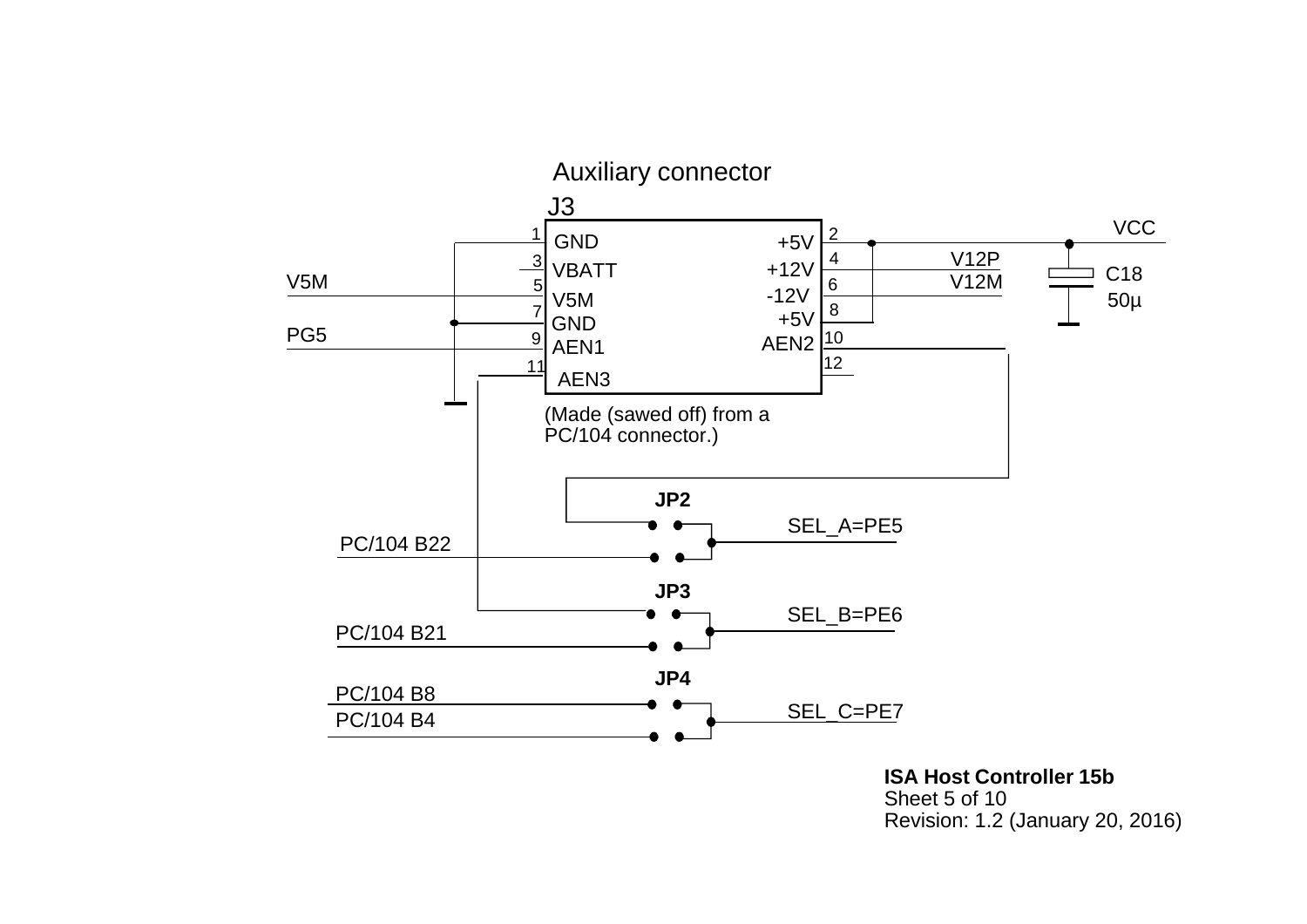## Auxiliary connector

J3

| Pin | Signal | Pin | Signal |
| --- | --- | --- | --- |
| 1 | GND | 2 | +5V |
| 3 | VBATT | 4 | +12V |
| 5 | V5M | 6 | -12V |
| 7 | GND | 8 | +5V |
| 9 | AEN1 | 10 | AEN2 |
| 11 | AEN3 | 12 | |

(Made (sawed off) from a PC/104 connector.)

V5M

PG5

VCC

V12P

V12M

C18

50µ

**JP2**

SEL_A=PE5

PC/104 B22

**JP3**

SEL_B=PE6

PC/104 B21

**JP4**

PC/104 B8

PC/104 B4

SEL_C=PE7

**ISA Host Controller 15b**
Sheet 5 of 10
Revision: 1.2 (January 20, 2016)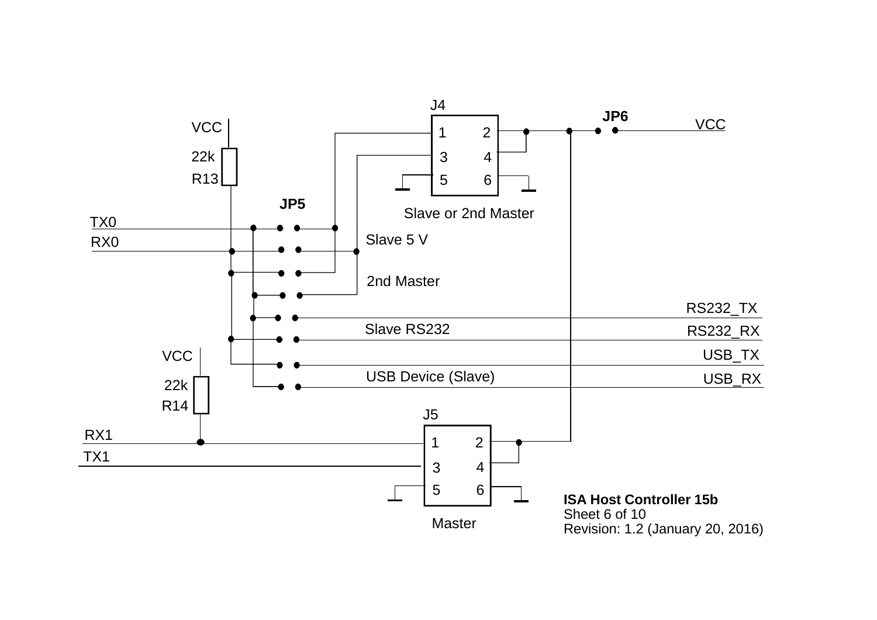J4

JP6

VCC

VCC

1 2

3 4

5 6

22k

R13

JP5

Slave or 2nd Master

TX0

RX0

Slave 5 V

2nd Master

RS232_TX

Slave RS232

RS232_RX

VCC

USB_TX

USB Device (Slave)

USB_RX

22k

R14

J5

RX1

1 2

TX1

3 4

5 6

Master

**ISA Host Controller 15b**
Sheet 6 of 10
Revision: 1.2 (January 20, 2016)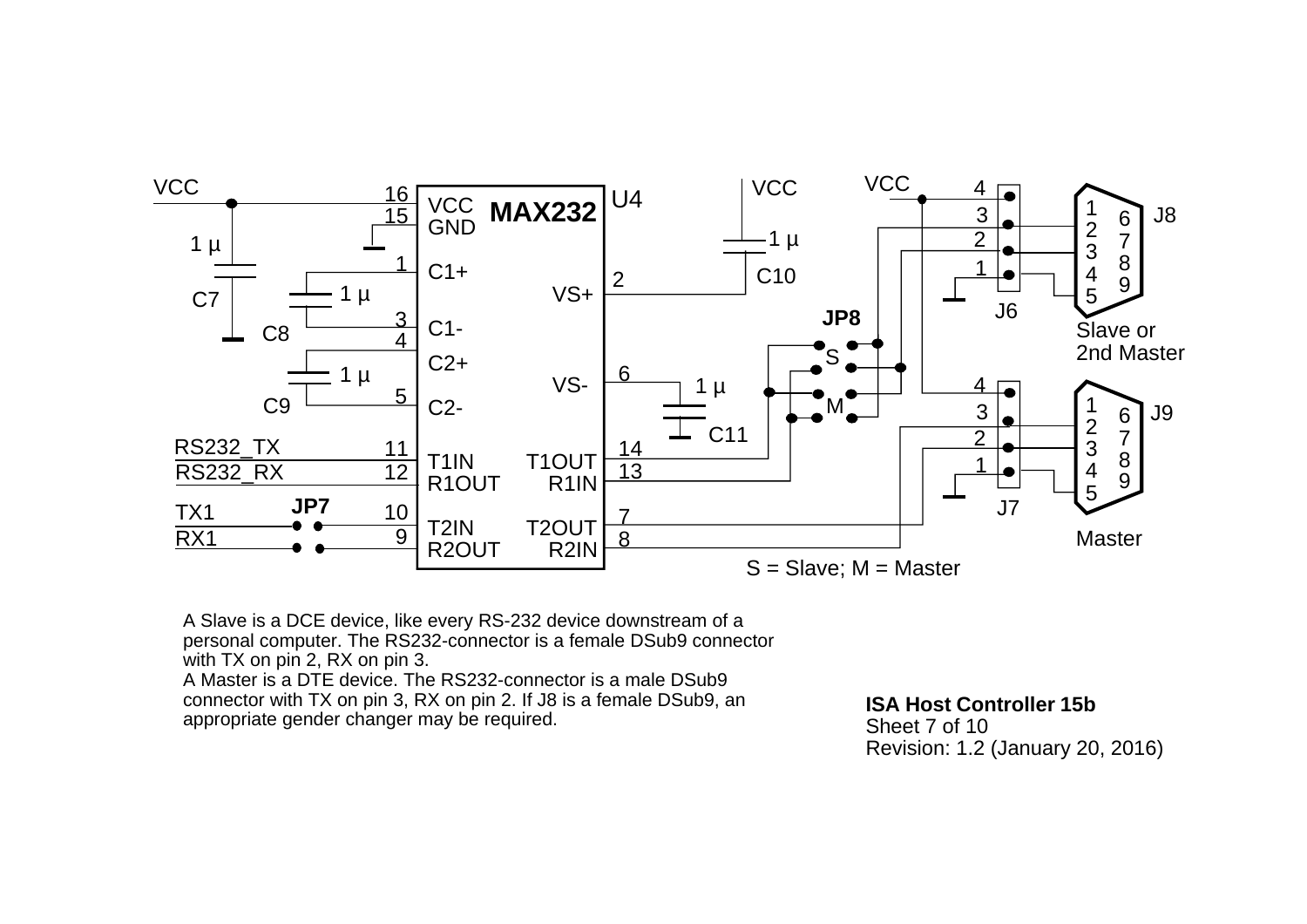VCC

16 VCC
15 GND

MAX232 U4

1 C1+
3 C1-
4 C2+
5 C2-

2 VS+
6 VS-

11 T1IN
12 R1OUT
10 T2IN
9 R2OUT

14 T1OUT
13 R1IN
7 T2OUT
8 R2IN

1 µ C7
1 µ C8
1 µ C9
1 µ C10
1 µ C11

RS232_TX
RS232_RX
TX1
RX1
JP7

JP8
S
M

VCC
J6: 4, 3, 2, 1
J7: 4, 3, 2, 1

J8: 1 2 3 4 5 6 7 8 9
Slave or 2nd Master

J9: 1 2 3 4 5 6 7 8 9
Master

S = Slave; M = Master

A Slave is a DCE device, like every RS-232 device downstream of a personal computer. The RS232-connector is a female DSub9 connector with TX on pin 2, RX on pin 3.
A Master is a DTE device. The RS232-connector is a male DSub9 connector with TX on pin 3, RX on pin 2. If J8 is a female DSub9, an appropriate gender changer may be required.

**ISA Host Controller 15b**
Sheet 7 of 10
Revision: 1.2 (January 20, 2016)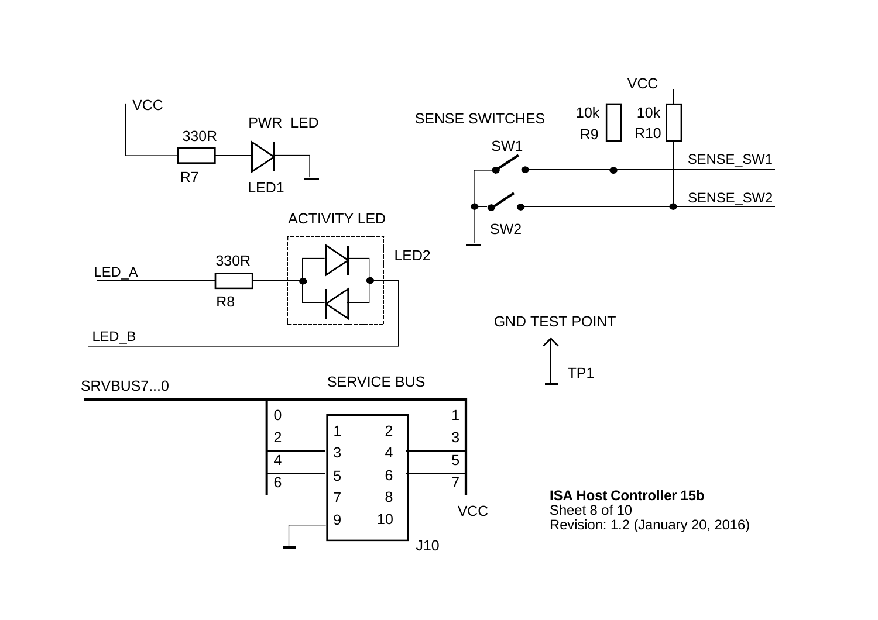VCC

PWR LED

330R

R7

LED1

SENSE SWITCHES

VCC

10k R9

10k R10

SW1

SENSE_SW1

SENSE_SW2

SW2

ACTIVITY LED

LED2

330R

LED_A

R8

LED_B

GND TEST POINT

TP1

SERVICE BUS

SRVBUS7...0

| SRVBUS | J10 pin | J10 pin | SRVBUS |
| --- | --- | --- | --- |
| 0 | 1 | 2 | 1 |
| 2 | 3 | 4 | 3 |
| 4 | 5 | 6 | 5 |
| 6 | 7 | 8 | 7 |
| GND | 9 | 10 | VCC |

J10

**ISA Host Controller 15b**
Sheet 8 of 10
Revision: 1.2 (January 20, 2016)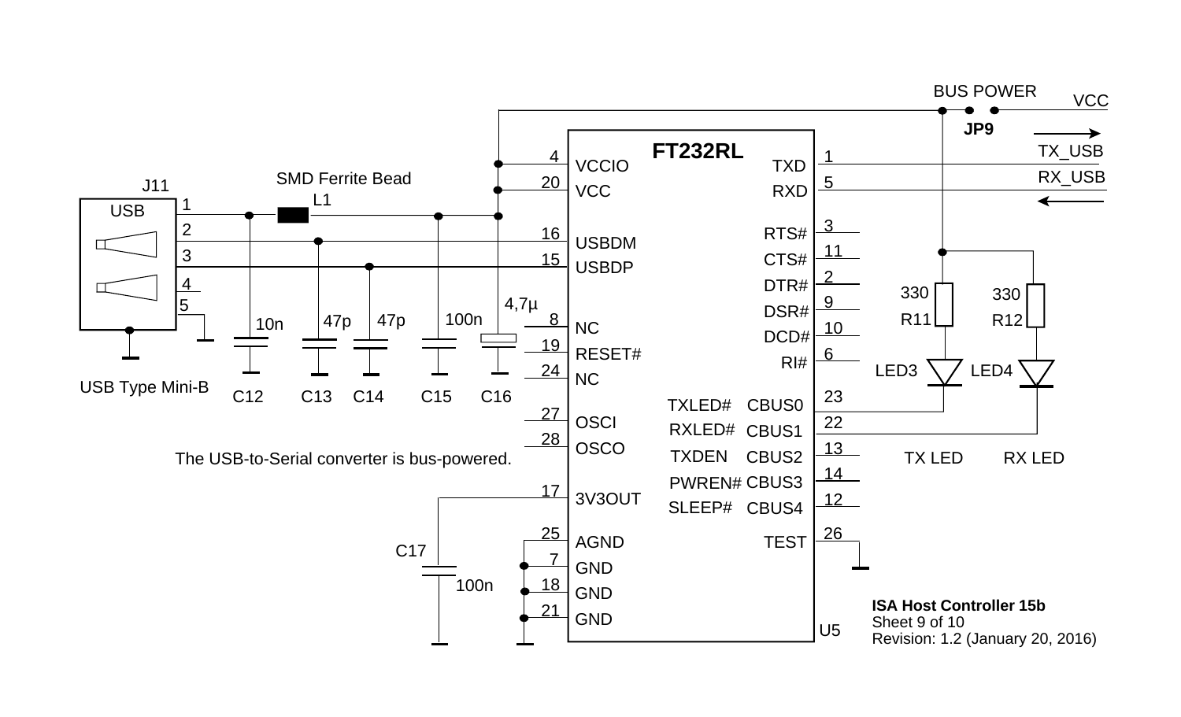The USB-to-Serial converter is bus-powered.

**ISA Host Controller 15b**
Sheet 9 of 10
Revision: 1.2 (January 20, 2016)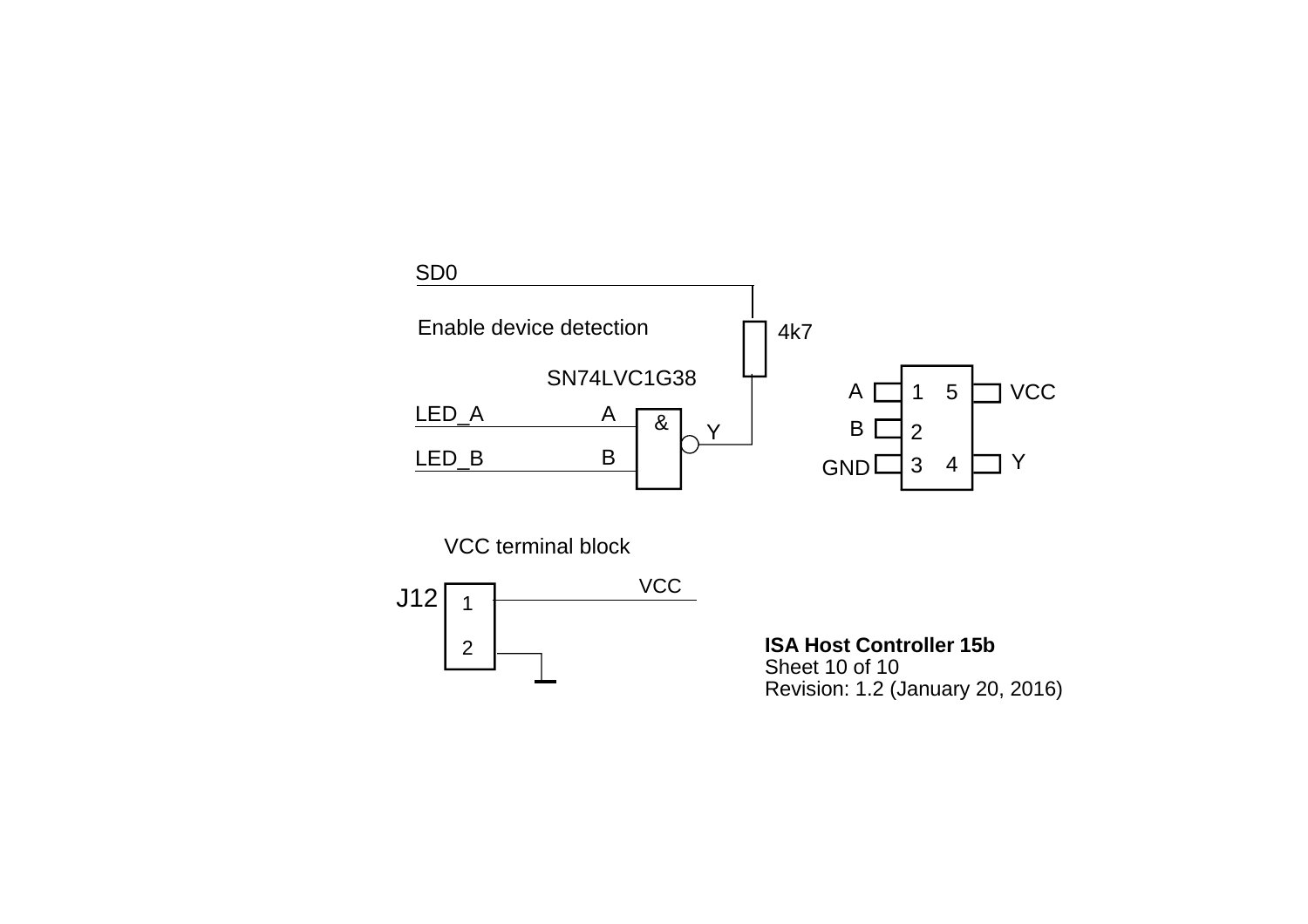SD0

Enable device detection

4k7

SN74LVC1G38

LED_A

A

&

Y

LED_B

B

A

1

5

VCC

B

2

GND

3

4

Y

VCC terminal block

J12

1

2

VCC

**ISA Host Controller 15b**
Sheet 10 of 10
Revision: 1.2 (January 20, 2016)